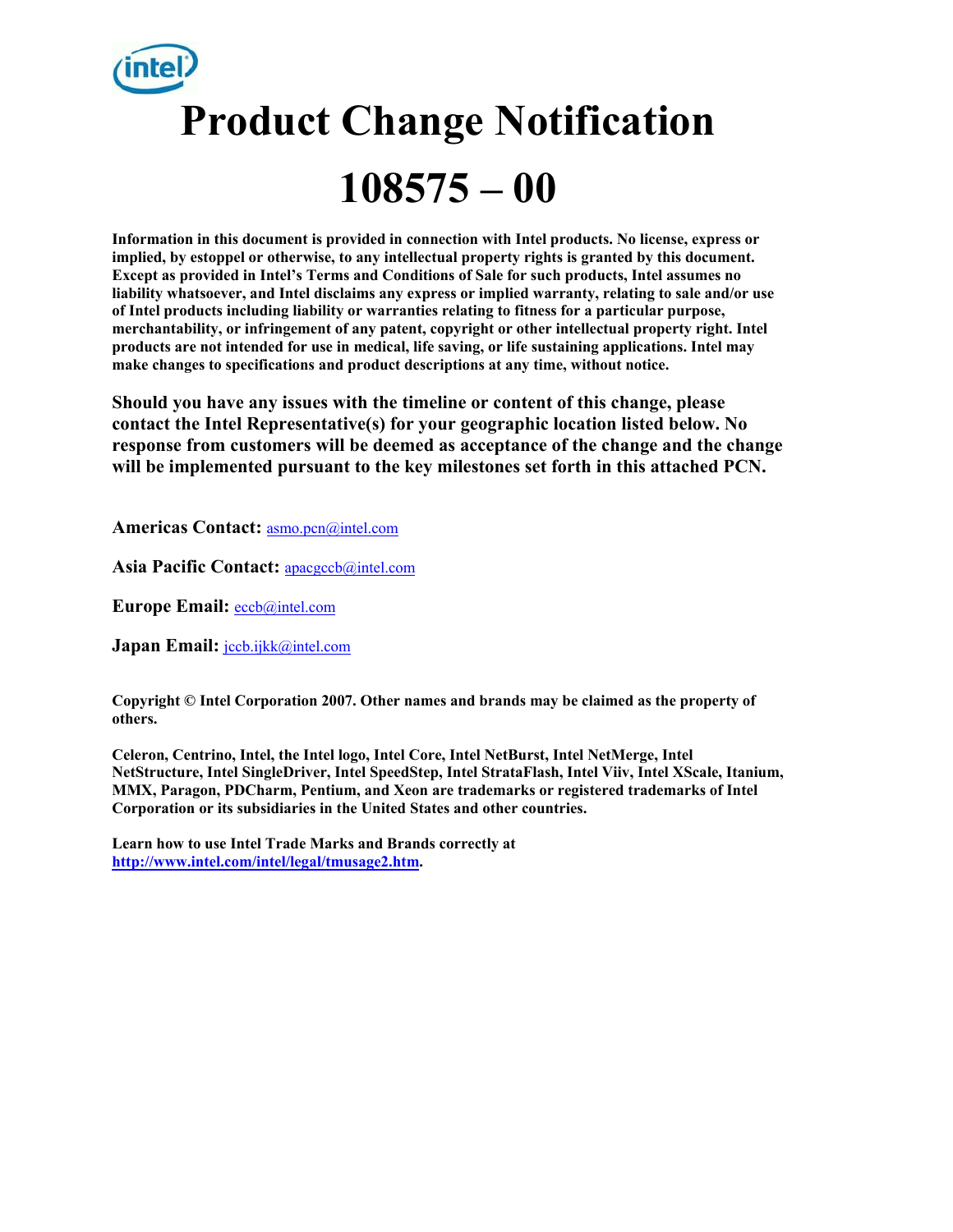# Product Change Notification

# 108575 – 00

**Information in this document is provided in connection with Intel products. No license, express or implied, by estoppel or otherwise, to any intellectual property rights is granted by this document. Except as provided in Intel's Terms and Conditions of Sale for such products, Intel assumes no liability whatsoever, and Intel disclaims any express or implied warranty, relating to sale and/or use of Intel products including liability or warranties relating to fitness for a particular purpose, merchantability, or infringement of any patent, copyright or other intellectual property right. Intel products are not intended for use in medical, life saving, or life sustaining applications. Intel may make changes to specifications and product descriptions at any time, without notice.**

**Should you have any issues with the timeline or content of this change, please contact the Intel Representative(s) for your geographic location listed below. No response from customers will be deemed as acceptance of the change and the change will be implemented pursuant to the key milestones set forth in this attached PCN.**

**Americas Contact:** asmo.pcn@intel.com

**Asia Pacific Contact:** apacgccb@intel.com

**Europe Email:** eccb@intel.com

**Japan Email:** jccb.ijkk@intel.com

**Copyright © Intel Corporation 2007. Other names and brands may be claimed as the property of others.**

**Celeron, Centrino, Intel, the Intel logo, Intel Core, Intel NetBurst, Intel NetMerge, Intel NetStructure, Intel SingleDriver, Intel SpeedStep, Intel StrataFlash, Intel Viiv, Intel XScale, Itanium, MMX, Paragon, PDCharm, Pentium, and Xeon are trademarks or registered trademarks of Intel Corporation or its subsidiaries in the United States and other countries.**

**Learn how to use Intel Trade Marks and Brands correctly at http://www.intel.com/intel/legal/tmusage2.htm.**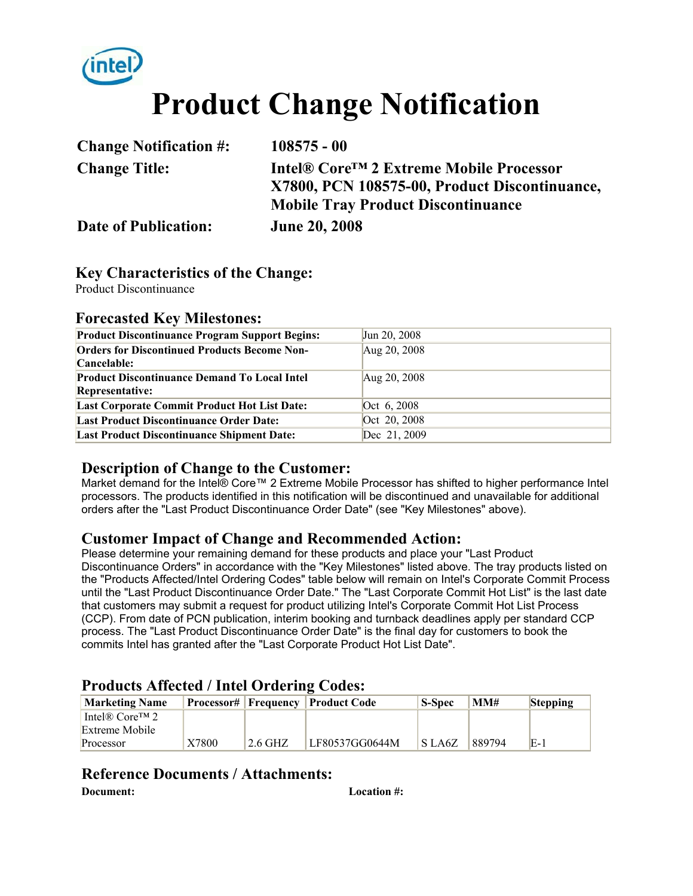# Product Change Notification

| | |
|---|---|
| **Change Notification #:** | **108575 - 00** |
| **Change Title:** | **Intel® Core™ 2 Extreme Mobile Processor X7800, PCN 108575-00, Product Discontinuance, Mobile Tray Product Discontinuance** |
| **Date of Publication:** | **June 20, 2008** |

## Key Characteristics of the Change:

Product Discontinuance

## Forecasted Key Milestones:

| | |
|---|---|
| **Product Discontinuance Program Support Begins:** | Jun 20, 2008 |
| **Orders for Discontinued Products Become Non-Cancelable:** | Aug 20, 2008 |
| **Product Discontinuance Demand To Local Intel Representative:** | Aug 20, 2008 |
| **Last Corporate Commit Product Hot List Date:** | Oct 6, 2008 |
| **Last Product Discontinuance Order Date:** | Oct 20, 2008 |
| **Last Product Discontinuance Shipment Date:** | Dec 21, 2009 |

## Description of Change to the Customer:

Market demand for the Intel® Core™ 2 Extreme Mobile Processor has shifted to higher performance Intel processors. The products identified in this notification will be discontinued and unavailable for additional orders after the "Last Product Discontinuance Order Date" (see "Key Milestones" above).

## Customer Impact of Change and Recommended Action:

Please determine your remaining demand for these products and place your "Last Product Discontinuance Orders" in accordance with the "Key Milestones" listed above. The tray products listed on the "Products Affected/Intel Ordering Codes" table below will remain on Intel's Corporate Commit Process until the "Last Product Discontinuance Order Date." The "Last Corporate Commit Hot List" is the last date that customers may submit a request for product utilizing Intel's Corporate Commit Hot List Process (CCP). From date of PCN publication, interim booking and turnback deadlines apply per standard CCP process. The "Last Product Discontinuance Order Date" is the final day for customers to book the commits Intel has granted after the "Last Corporate Product Hot List Date".

## Products Affected / Intel Ordering Codes:

| Marketing Name | Processor# | Frequency | Product Code | S-Spec | MM# | Stepping |
|---|---|---|---|---|---|---|
| Intel® Core™ 2 Extreme Mobile Processor | X7800 | 2.6 GHZ | LF80537GG0644M | S LA6Z | 889794 | E-1 |

## Reference Documents / Attachments:

**Document:** **Location #:**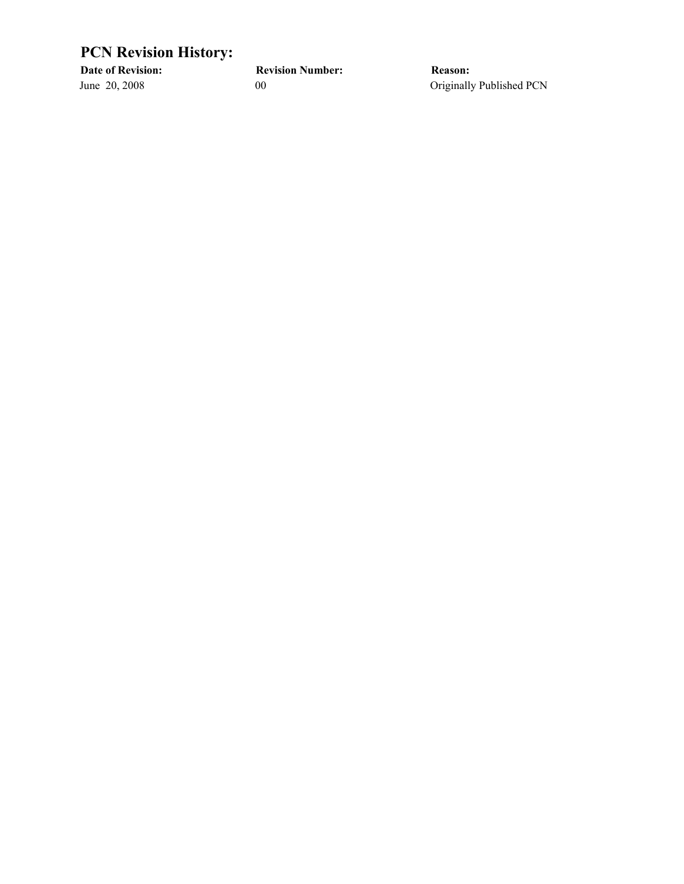## PCN Revision History:

| Date of Revision: | Revision Number: | Reason: |
| --- | --- | --- |
| June 20, 2008 | 00 | Originally Published PCN |